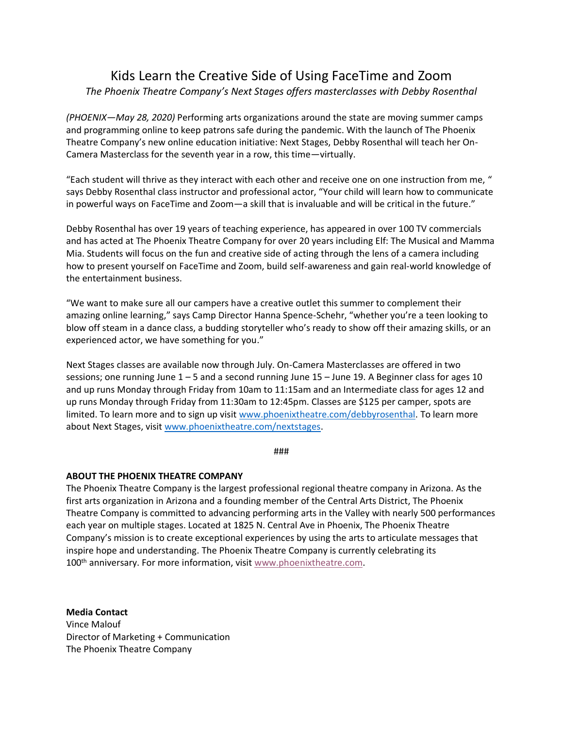# Kids Learn the Creative Side of Using FaceTime and Zoom

*The Phoenix Theatre Company's Next Stages offers masterclasses with Debby Rosenthal*

*(PHOENIX—May 28, 2020)* Performing arts organizations around the state are moving summer camps and programming online to keep patrons safe during the pandemic. With the launch of The Phoenix Theatre Company's new online education initiative: Next Stages, Debby Rosenthal will teach her On-Camera Masterclass for the seventh year in a row, this time—virtually.

"Each student will thrive as they interact with each other and receive one on one instruction from me, " says Debby Rosenthal class instructor and professional actor, "Your child will learn how to communicate in powerful ways on FaceTime and Zoom—a skill that is invaluable and will be critical in the future."

Debby Rosenthal has over 19 years of teaching experience, has appeared in over 100 TV commercials and has acted at The Phoenix Theatre Company for over 20 years including Elf: The Musical and Mamma Mia. Students will focus on the fun and creative side of acting through the lens of a camera including how to present yourself on FaceTime and Zoom, build self-awareness and gain real-world knowledge of the entertainment business.

"We want to make sure all our campers have a creative outlet this summer to complement their amazing online learning," says Camp Director Hanna Spence-Schehr, "whether you're a teen looking to blow off steam in a dance class, a budding storyteller who's ready to show off their amazing skills, or an experienced actor, we have something for you."

Next Stages classes are available now through July. On-Camera Masterclasses are offered in two sessions; one running June 1 – 5 and a second running June 15 – June 19. A Beginner class for ages 10 and up runs Monday through Friday from 10am to 11:15am and an Intermediate class for ages 12 and up runs Monday through Friday from 11:30am to 12:45pm. Classes are $125 per camper, spots are limited. To learn more and to sign up visit www.phoenixtheatre.com/debbyrosenthal. To learn more about Next Stages, visit www.phoenixtheatre.com/nextstages.

###

**ABOUT THE PHOENIX THEATRE COMPANY**

The Phoenix Theatre Company is the largest professional regional theatre company in Arizona. As the first arts organization in Arizona and a founding member of the Central Arts District, The Phoenix Theatre Company is committed to advancing performing arts in the Valley with nearly 500 performances each year on multiple stages. Located at 1825 N. Central Ave in Phoenix, The Phoenix Theatre Company's mission is to create exceptional experiences by using the arts to articulate messages that inspire hope and understanding. The Phoenix Theatre Company is currently celebrating its 100th anniversary. For more information, visit www.phoenixtheatre.com.

**Media Contact**
Vince Malouf
Director of Marketing + Communication
The Phoenix Theatre Company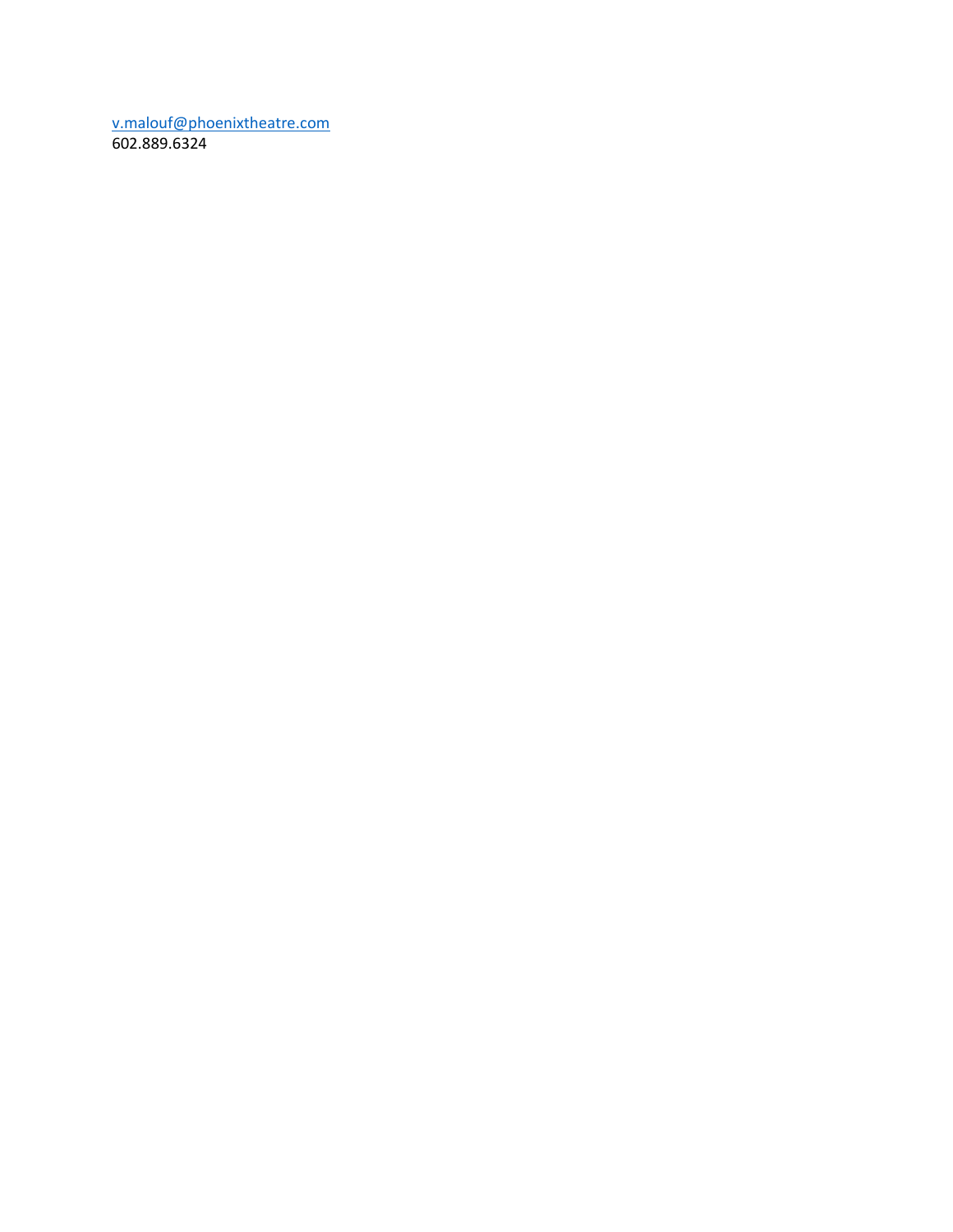v.malouf@phoenixtheatre.com
602.889.6324